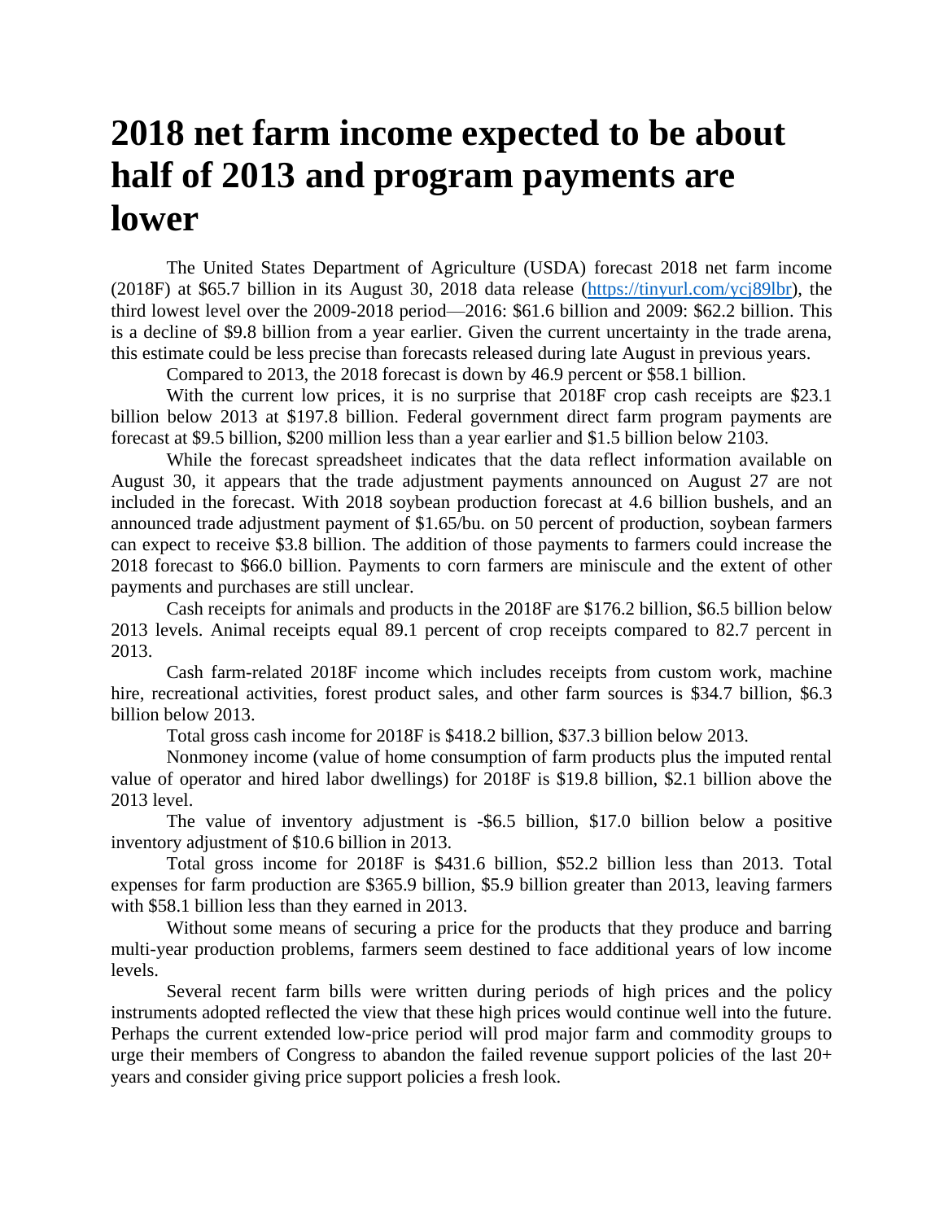# 2018 net farm income expected to be about half of 2013 and program payments are lower

The United States Department of Agriculture (USDA) forecast 2018 net farm income (2018F) at $65.7 billion in its August 30, 2018 data release ([https://tinyurl.com/ycj89lbr](https://tinyurl.com/ycj89lbr)), the third lowest level over the 2009-2018 period—2016: $61.6 billion and 2009: $62.2 billion. This is a decline of $9.8 billion from a year earlier. Given the current uncertainty in the trade arena, this estimate could be less precise than forecasts released during late August in previous years.

Compared to 2013, the 2018 forecast is down by 46.9 percent or $58.1 billion.

With the current low prices, it is no surprise that 2018F crop cash receipts are $23.1 billion below 2013 at $197.8 billion. Federal government direct farm program payments are forecast at $9.5 billion, $200 million less than a year earlier and $1.5 billion below 2103.

While the forecast spreadsheet indicates that the data reflect information available on August 30, it appears that the trade adjustment payments announced on August 27 are not included in the forecast. With 2018 soybean production forecast at 4.6 billion bushels, and an announced trade adjustment payment of $1.65/bu. on 50 percent of production, soybean farmers can expect to receive $3.8 billion. The addition of those payments to farmers could increase the 2018 forecast to $66.0 billion. Payments to corn farmers are miniscule and the extent of other payments and purchases are still unclear.

Cash receipts for animals and products in the 2018F are $176.2 billion, $6.5 billion below 2013 levels. Animal receipts equal 89.1 percent of crop receipts compared to 82.7 percent in 2013.

Cash farm-related 2018F income which includes receipts from custom work, machine hire, recreational activities, forest product sales, and other farm sources is $34.7 billion, $6.3 billion below 2013.

Total gross cash income for 2018F is $418.2 billion, $37.3 billion below 2013.

Nonmoney income (value of home consumption of farm products plus the imputed rental value of operator and hired labor dwellings) for 2018F is $19.8 billion, $2.1 billion above the 2013 level.

The value of inventory adjustment is -$6.5 billion, $17.0 billion below a positive inventory adjustment of $10.6 billion in 2013.

Total gross income for 2018F is $431.6 billion, $52.2 billion less than 2013. Total expenses for farm production are $365.9 billion, $5.9 billion greater than 2013, leaving farmers with $58.1 billion less than they earned in 2013.

Without some means of securing a price for the products that they produce and barring multi-year production problems, farmers seem destined to face additional years of low income levels.

Several recent farm bills were written during periods of high prices and the policy instruments adopted reflected the view that these high prices would continue well into the future. Perhaps the current extended low-price period will prod major farm and commodity groups to urge their members of Congress to abandon the failed revenue support policies of the last 20+ years and consider giving price support policies a fresh look.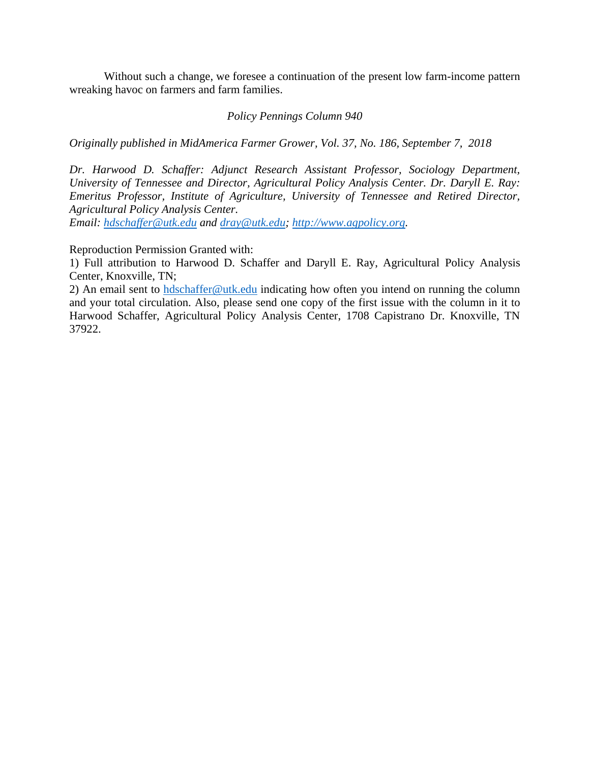Without such a change, we foresee a continuation of the present low farm-income pattern wreaking havoc on farmers and farm families.

*Policy Pennings Column 940*

*Originally published in MidAmerica Farmer Grower, Vol. 37, No. 186, September 7, 2018*

*Dr. Harwood D. Schaffer: Adjunct Research Assistant Professor, Sociology Department, University of Tennessee and Director, Agricultural Policy Analysis Center. Dr. Daryll E. Ray: Emeritus Professor, Institute of Agriculture, University of Tennessee and Retired Director, Agricultural Policy Analysis Center.*
*Email: hdschaffer@utk.edu and dray@utk.edu; http://www.agpolicy.org.*

Reproduction Permission Granted with:
1) Full attribution to Harwood D. Schaffer and Daryll E. Ray, Agricultural Policy Analysis Center, Knoxville, TN;
2) An email sent to hdschaffer@utk.edu indicating how often you intend on running the column and your total circulation. Also, please send one copy of the first issue with the column in it to Harwood Schaffer, Agricultural Policy Analysis Center, 1708 Capistrano Dr. Knoxville, TN 37922.